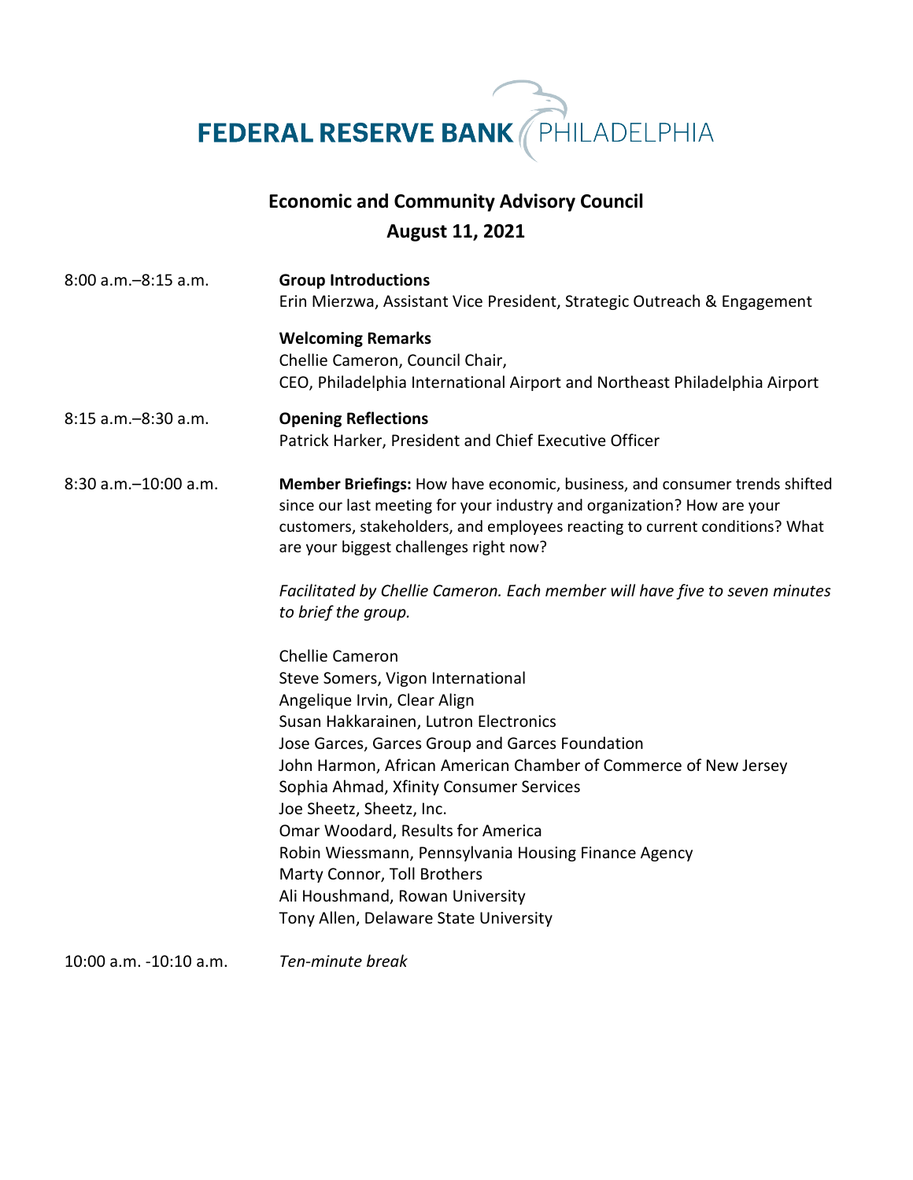# FEDERAL RESERVE BANK PHILADELPHIA

## Economic and Community Advisory Council
## August 11, 2021

| | |
|---|---|
| 8:00 a.m.–8:15 a.m. | **Group Introductions**<br>Erin Mierzwa, Assistant Vice President, Strategic Outreach & Engagement<br><br>**Welcoming Remarks**<br>Chellie Cameron, Council Chair,<br>CEO, Philadelphia International Airport and Northeast Philadelphia Airport |
| 8:15 a.m.–8:30 a.m. | **Opening Reflections**<br>Patrick Harker, President and Chief Executive Officer |
| 8:30 a.m.–10:00 a.m. | **Member Briefings:** How have economic, business, and consumer trends shifted since our last meeting for your industry and organization? How are your customers, stakeholders, and employees reacting to current conditions? What are your biggest challenges right now?<br><br>*Facilitated by Chellie Cameron. Each member will have five to seven minutes to brief the group.*<br><br>Chellie Cameron<br>Steve Somers, Vigon International<br>Angelique Irvin, Clear Align<br>Susan Hakkarainen, Lutron Electronics<br>Jose Garces, Garces Group and Garces Foundation<br>John Harmon, African American Chamber of Commerce of New Jersey<br>Sophia Ahmad, Xfinity Consumer Services<br>Joe Sheetz, Sheetz, Inc.<br>Omar Woodard, Results for America<br>Robin Wiessmann, Pennsylvania Housing Finance Agency<br>Marty Connor, Toll Brothers<br>Ali Houshmand, Rowan University<br>Tony Allen, Delaware State University |
| 10:00 a.m. -10:10 a.m. | *Ten-minute break* |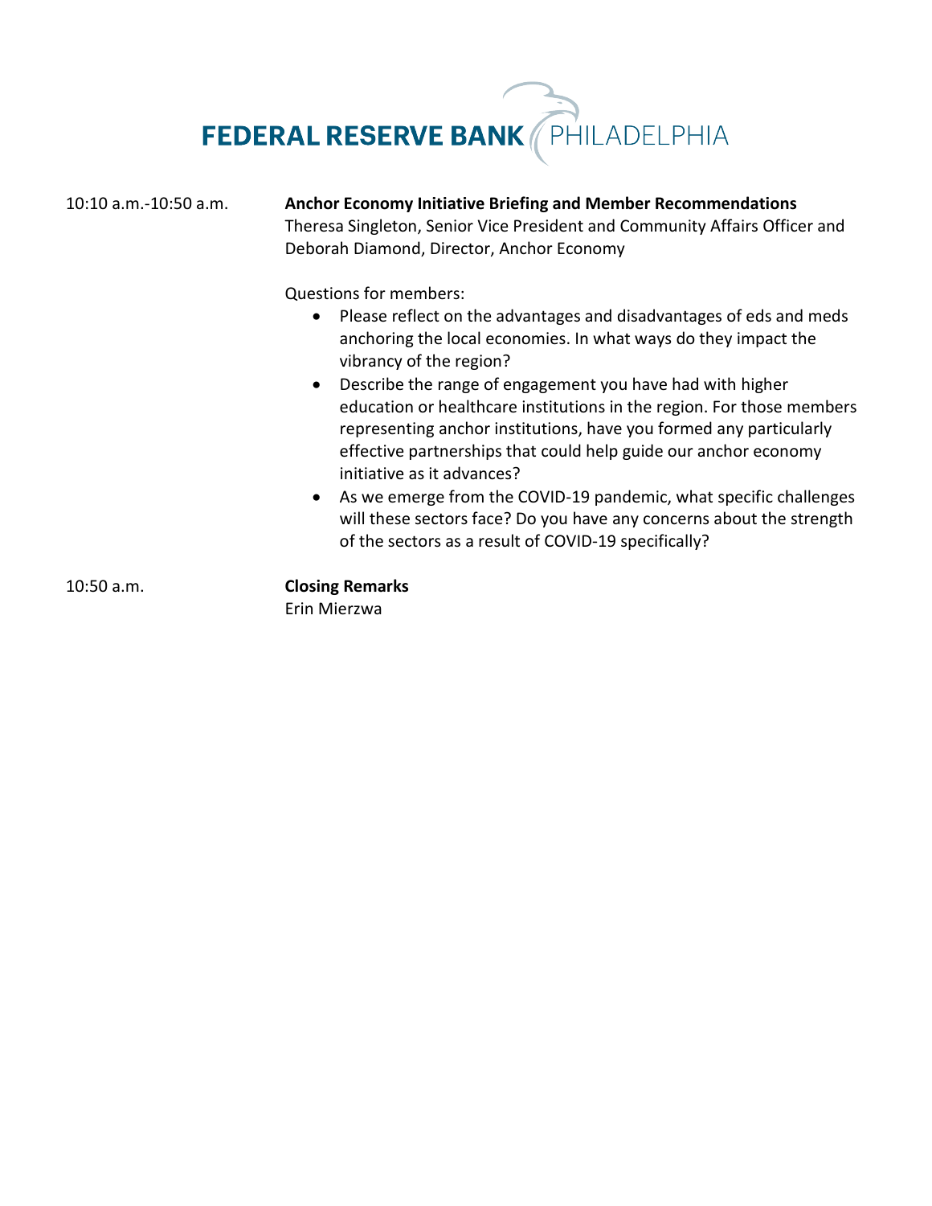FEDERAL RESERVE BANK PHILADELPHIA

10:10 a.m.-10:50 a.m. **Anchor Economy Initiative Briefing and Member Recommendations**
Theresa Singleton, Senior Vice President and Community Affairs Officer and Deborah Diamond, Director, Anchor Economy

Questions for members:

- Please reflect on the advantages and disadvantages of eds and meds anchoring the local economies. In what ways do they impact the vibrancy of the region?
- Describe the range of engagement you have had with higher education or healthcare institutions in the region. For those members representing anchor institutions, have you formed any particularly effective partnerships that could help guide our anchor economy initiative as it advances?
- As we emerge from the COVID-19 pandemic, what specific challenges will these sectors face? Do you have any concerns about the strength of the sectors as a result of COVID-19 specifically?

10:50 a.m. **Closing Remarks**
Erin Mierzwa